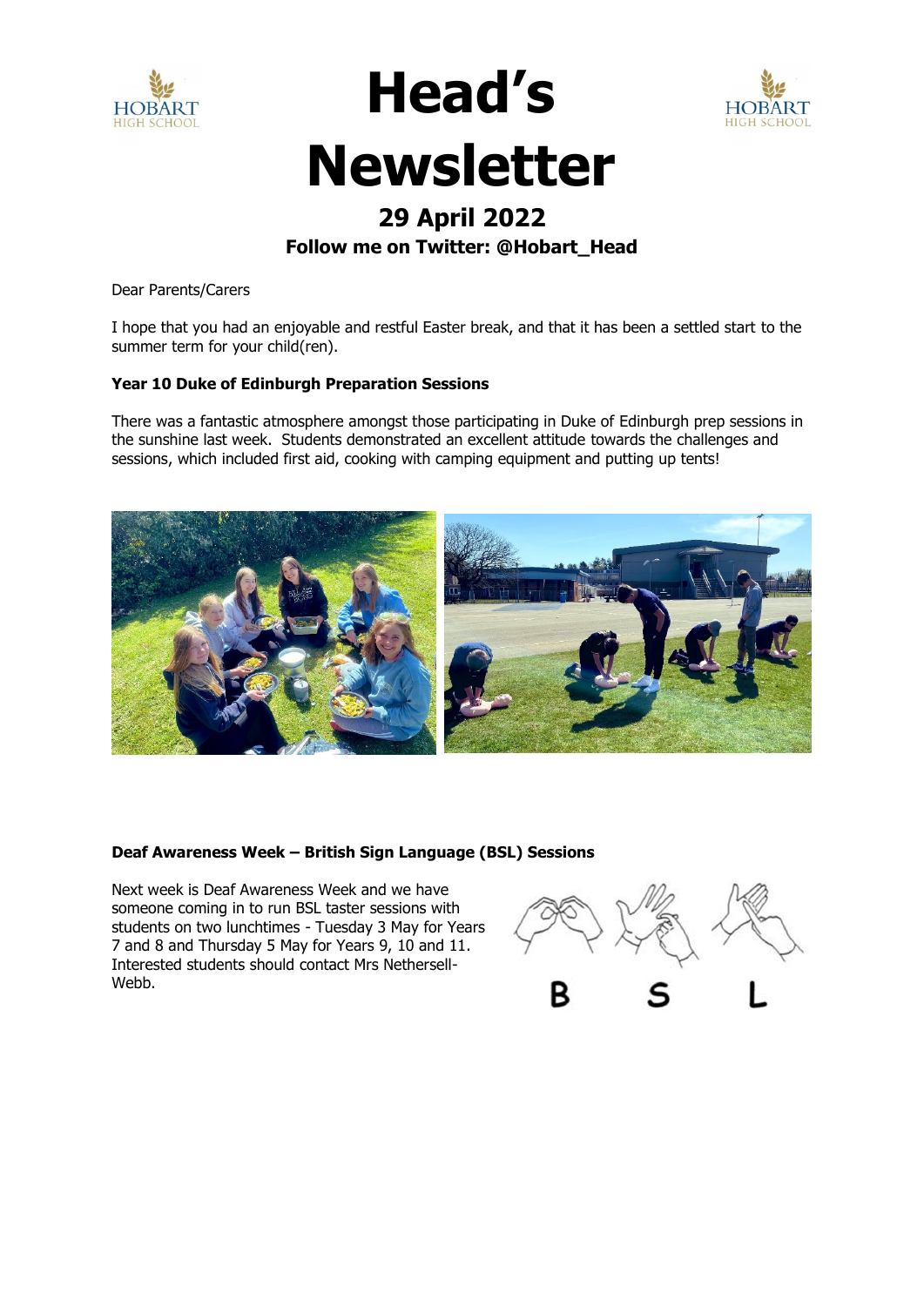# Head's Newsletter

## 29 April 2022

**Follow me on Twitter: @Hobart_Head**

Dear Parents/Carers

I hope that you had an enjoyable and restful Easter break, and that it has been a settled start to the summer term for your child(ren).

**Year 10 Duke of Edinburgh Preparation Sessions**

There was a fantastic atmosphere amongst those participating in Duke of Edinburgh prep sessions in the sunshine last week. Students demonstrated an excellent attitude towards the challenges and sessions, which included first aid, cooking with camping equipment and putting up tents!

**Deaf Awareness Week – British Sign Language (BSL) Sessions**

Next week is Deaf Awareness Week and we have someone coming in to run BSL taster sessions with students on two lunchtimes - Tuesday 3 May for Years 7 and 8 and Thursday 5 May for Years 9, 10 and 11. Interested students should contact Mrs Nethersell-Webb.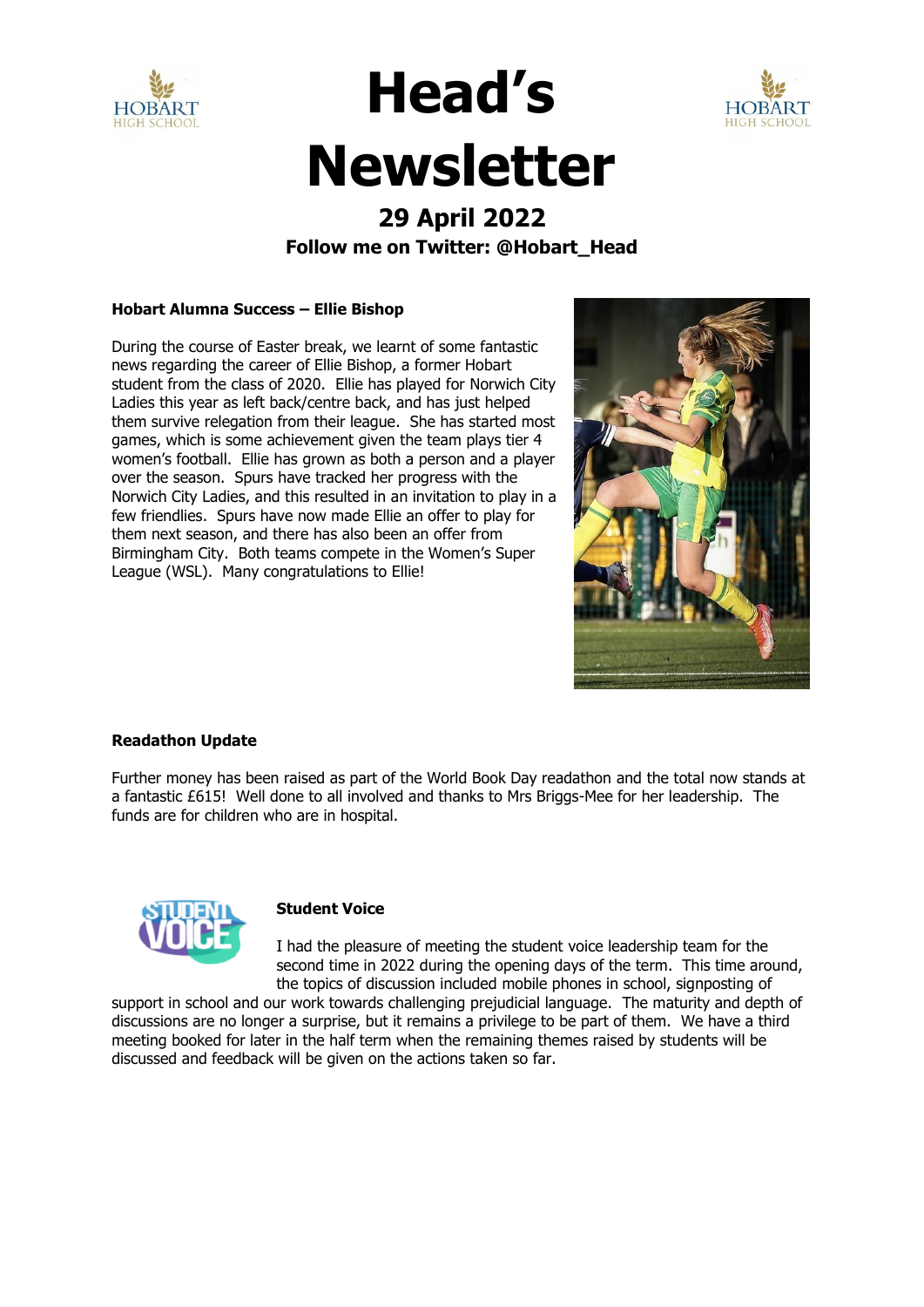# Head's Newsletter

## 29 April 2022

**Follow me on Twitter: @Hobart_Head**

**Hobart Alumna Success – Ellie Bishop**

During the course of Easter break, we learnt of some fantastic news regarding the career of Ellie Bishop, a former Hobart student from the class of 2020. Ellie has played for Norwich City Ladies this year as left back/centre back, and has just helped them survive relegation from their league. She has started most games, which is some achievement given the team plays tier 4 women's football. Ellie has grown as both a person and a player over the season. Spurs have tracked her progress with the Norwich City Ladies, and this resulted in an invitation to play in a few friendlies. Spurs have now made Ellie an offer to play for them next season, and there has also been an offer from Birmingham City. Both teams compete in the Women's Super League (WSL). Many congratulations to Ellie!

**Readathon Update**

Further money has been raised as part of the World Book Day readathon and the total now stands at a fantastic £615! Well done to all involved and thanks to Mrs Briggs-Mee for her leadership. The funds are for children who are in hospital.

**Student Voice**

I had the pleasure of meeting the student voice leadership team for the second time in 2022 during the opening days of the term. This time around, the topics of discussion included mobile phones in school, signposting of support in school and our work towards challenging prejudicial language. The maturity and depth of discussions are no longer a surprise, but it remains a privilege to be part of them. We have a third meeting booked for later in the half term when the remaining themes raised by students will be discussed and feedback will be given on the actions taken so far.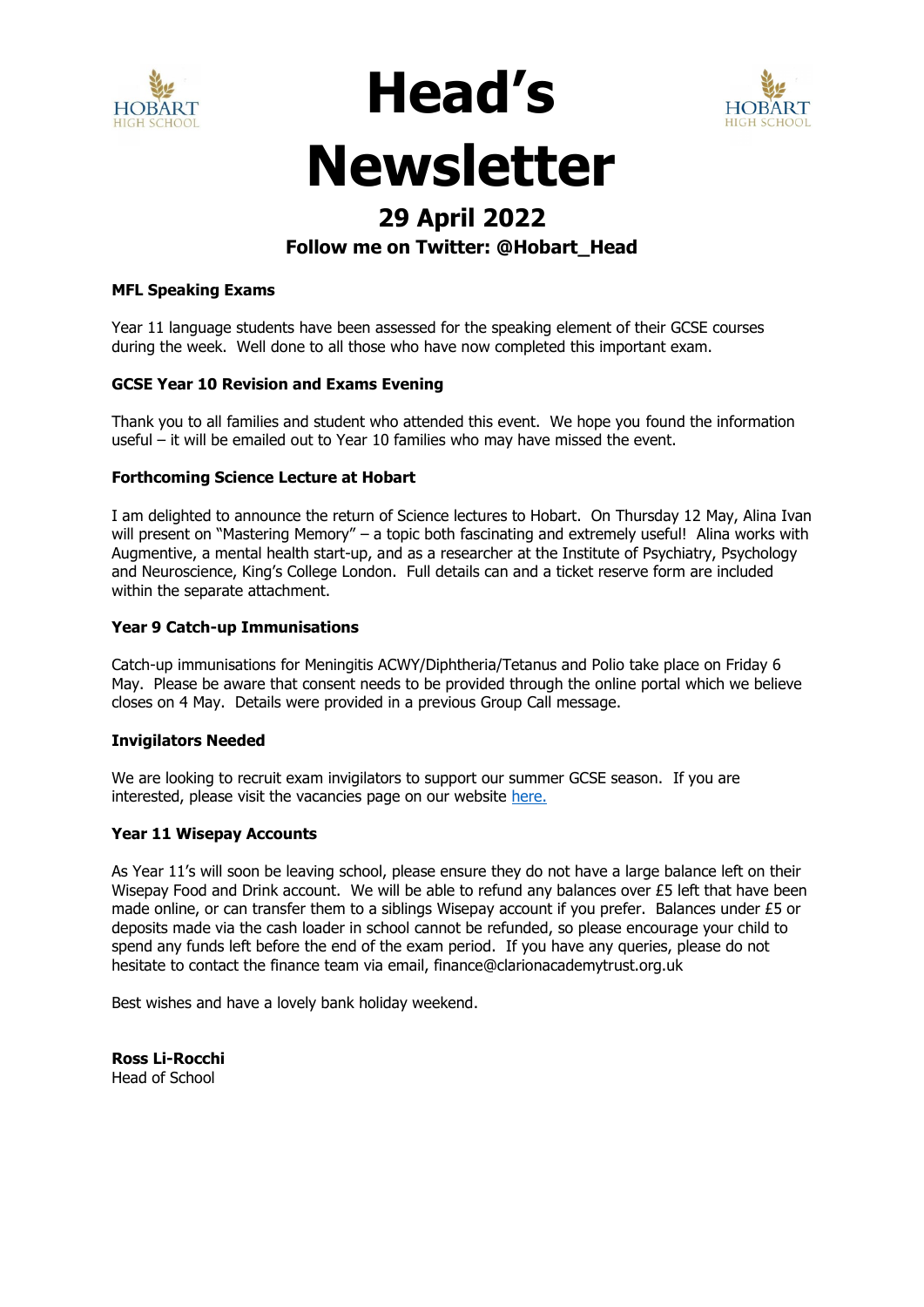# Head's Newsletter

## 29 April 2022

### Follow me on Twitter: @Hobart_Head

**MFL Speaking Exams**

Year 11 language students have been assessed for the speaking element of their GCSE courses during the week. Well done to all those who have now completed this important exam.

**GCSE Year 10 Revision and Exams Evening**

Thank you to all families and student who attended this event. We hope you found the information useful – it will be emailed out to Year 10 families who may have missed the event.

**Forthcoming Science Lecture at Hobart**

I am delighted to announce the return of Science lectures to Hobart. On Thursday 12 May, Alina Ivan will present on "Mastering Memory" – a topic both fascinating and extremely useful! Alina works with Augmentive, a mental health start-up, and as a researcher at the Institute of Psychiatry, Psychology and Neuroscience, King's College London. Full details can and a ticket reserve form are included within the separate attachment.

**Year 9 Catch-up Immunisations**

Catch-up immunisations for Meningitis ACWY/Diphtheria/Tetanus and Polio take place on Friday 6 May. Please be aware that consent needs to be provided through the online portal which we believe closes on 4 May. Details were provided in a previous Group Call message.

**Invigilators Needed**

We are looking to recruit exam invigilators to support our summer GCSE season. If you are interested, please visit the vacancies page on our website here.

**Year 11 Wisepay Accounts**

As Year 11's will soon be leaving school, please ensure they do not have a large balance left on their Wisepay Food and Drink account. We will be able to refund any balances over £5 left that have been made online, or can transfer them to a siblings Wisepay account if you prefer. Balances under £5 or deposits made via the cash loader in school cannot be refunded, so please encourage your child to spend any funds left before the end of the exam period. If you have any queries, please do not hesitate to contact the finance team via email, finance@clarionacademytrust.org.uk

Best wishes and have a lovely bank holiday weekend.

**Ross Li-Rocchi**
Head of School